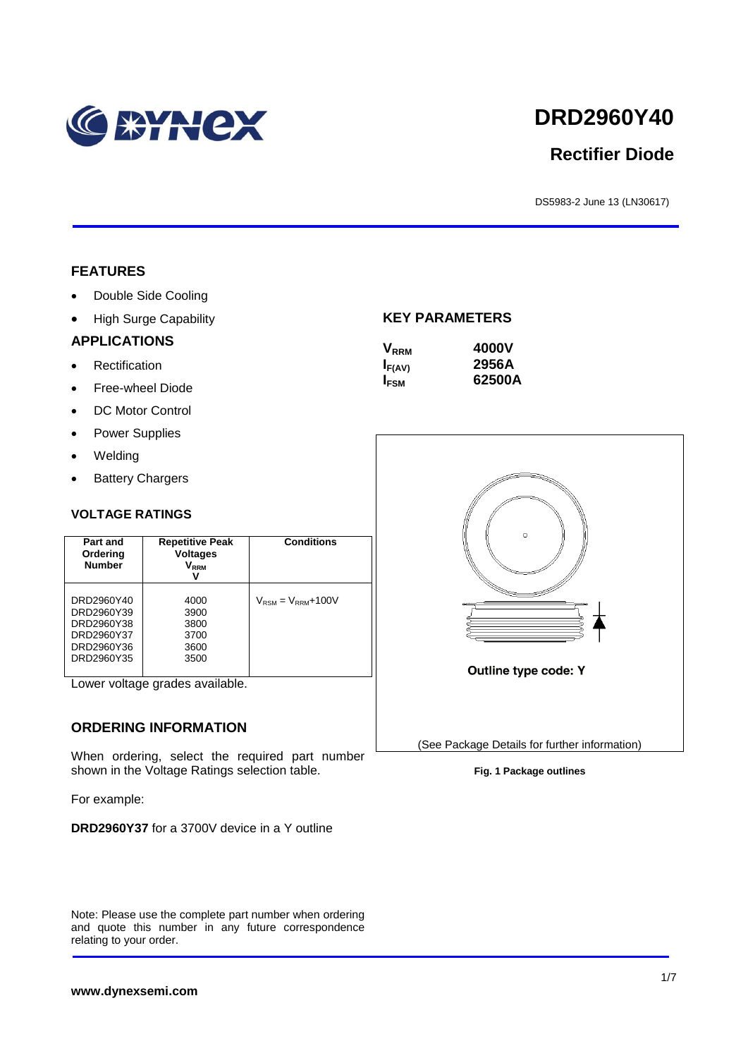# DRD2960Y40

## Rectifier Diode

DS5983-2 June 13 (LN30617)

### FEATURES

- Double Side Cooling
- High Surge Capability

### APPLICATIONS

- Rectification
- Free-wheel Diode
- DC Motor Control
- Power Supplies
- Welding
- Battery Chargers

### KEY PARAMETERS

| | |
|---|---|
| $V_{RRM}$ | **4000V** |
| $I_{F(AV)}$ | **2956A** |
| $I_{FSM}$ | **62500A** |

### VOLTAGE RATINGS

| Part and Ordering Number | Repetitive Peak Voltages $V_{RRM}$ V | Conditions |
|---|---|---|
| DRD2960Y40<br>DRD2960Y39<br>DRD2960Y38<br>DRD2960Y37<br>DRD2960Y36<br>DRD2960Y35 | 4000<br>3900<br>3800<br>3700<br>3600<br>3500 | $V_{RSM} = V_{RRM}$+100V |

Lower voltage grades available.

Outline type code: Y

(See Package Details for further information)

**Fig. 1 Package outlines**

### ORDERING INFORMATION

When ordering, select the required part number shown in the Voltage Ratings selection table.

For example:

**DRD2960Y37** for a 3700V device in a Y outline

Note: Please use the complete part number when ordering and quote this number in any future correspondence relating to your order.

**www.dynexsemi.com**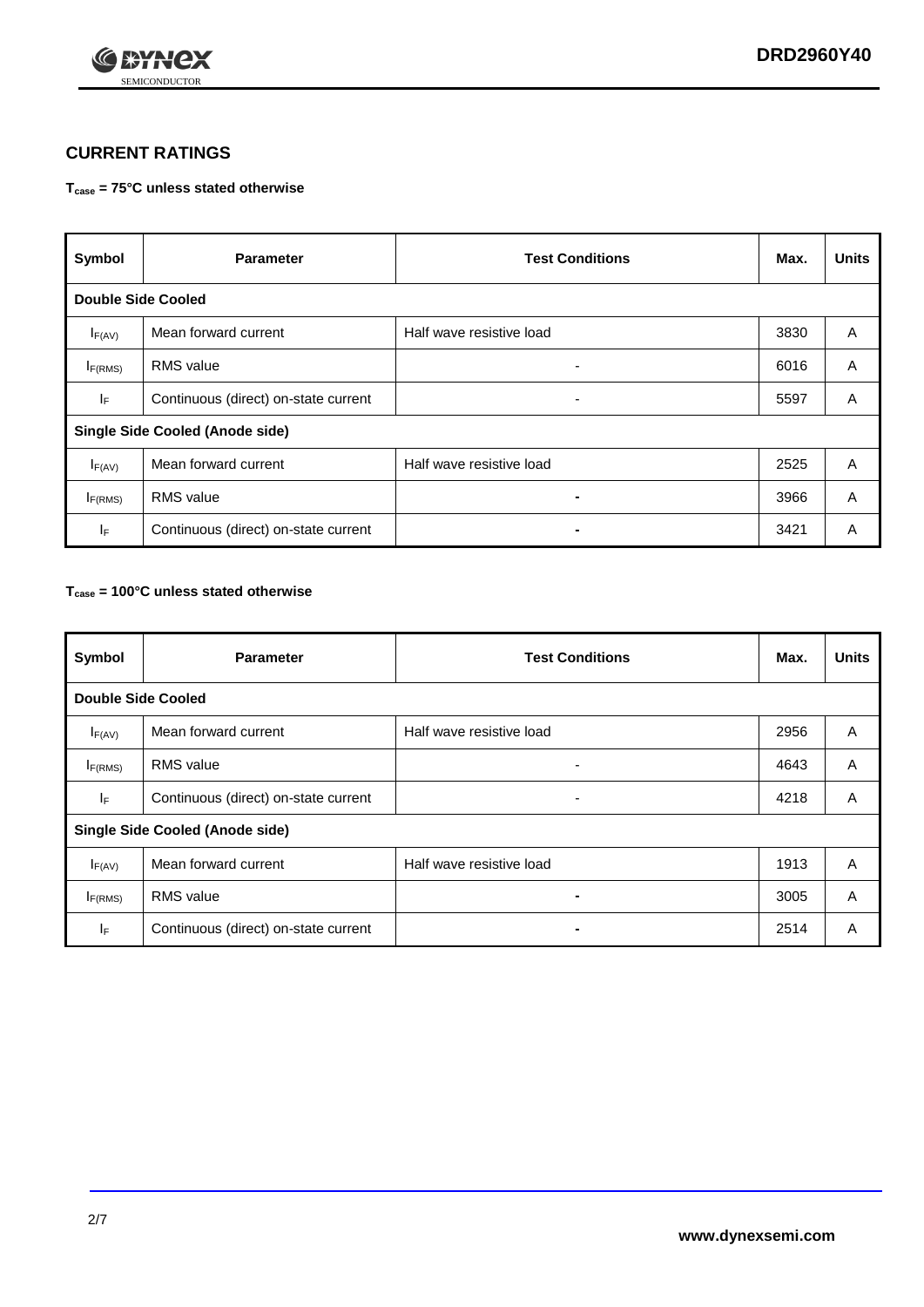## CURRENT RATINGS

**$T_{case}$ = 75°C unless stated otherwise**

| Symbol | Parameter | Test Conditions | Max. | Units |
|---|---|---|---|---|
| **Double Side Cooled** | | | | |
| $I_{F(AV)}$ | Mean forward current | Half wave resistive load | 3830 | A |
| $I_{F(RMS)}$ | RMS value | - | 6016 | A |
| $I_F$ | Continuous (direct) on-state current | - | 5597 | A |
| **Single Side Cooled (Anode side)** | | | | |
| $I_{F(AV)}$ | Mean forward current | Half wave resistive load | 2525 | A |
| $I_{F(RMS)}$ | RMS value | - | 3966 | A |
| $I_F$ | Continuous (direct) on-state current | - | 3421 | A |

**$T_{case}$ = 100°C unless stated otherwise**

| Symbol | Parameter | Test Conditions | Max. | Units |
|---|---|---|---|---|
| **Double Side Cooled** | | | | |
| $I_{F(AV)}$ | Mean forward current | Half wave resistive load | 2956 | A |
| $I_{F(RMS)}$ | RMS value | - | 4643 | A |
| $I_F$ | Continuous (direct) on-state current | - | 4218 | A |
| **Single Side Cooled (Anode side)** | | | | |
| $I_{F(AV)}$ | Mean forward current | Half wave resistive load | 1913 | A |
| $I_{F(RMS)}$ | RMS value | - | 3005 | A |
| $I_F$ | Continuous (direct) on-state current | - | 2514 | A |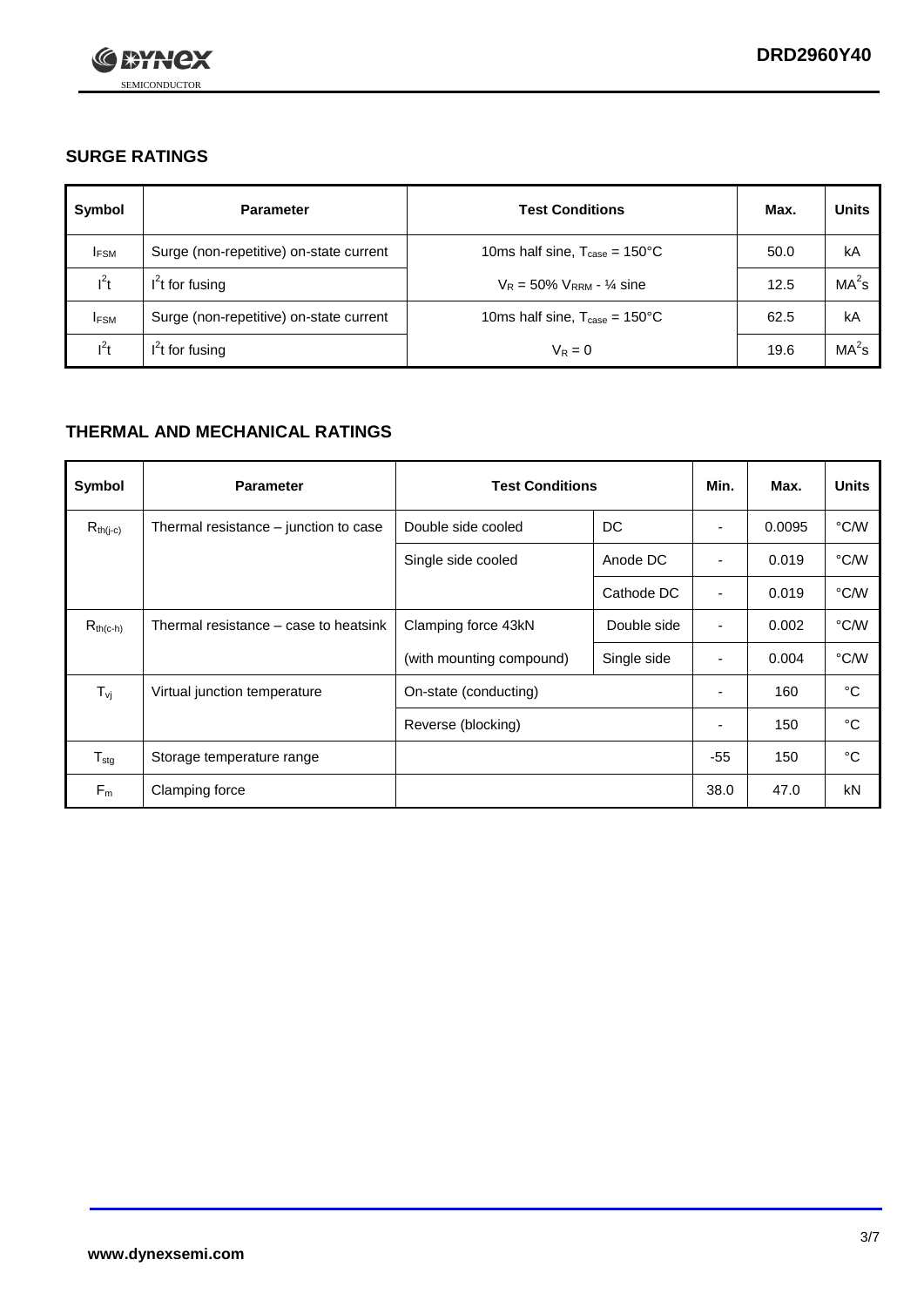## SURGE RATINGS

| Symbol | Parameter | Test Conditions | Max. | Units |
|---|---|---|---|---|
| $I_{FSM}$ | Surge (non-repetitive) on-state current | 10ms half sine, $T_{case}$ = 150°C | 50.0 | kA |
| $I^2t$ | $I^2t$ for fusing | $V_R$ = 50% $V_{RRM}$ - ¼ sine | 12.5 | $MA^2s$ |
| $I_{FSM}$ | Surge (non-repetitive) on-state current | 10ms half sine, $T_{case}$ = 150°C | 62.5 | kA |
| $I^2t$ | $I^2t$ for fusing | $V_R$ = 0 | 19.6 | $MA^2s$ |

## THERMAL AND MECHANICAL RATINGS

| Symbol | Parameter | Test Conditions | | Min. | Max. | Units |
|---|---|---|---|---|---|---|
| $R_{th(j-c)}$ | Thermal resistance – junction to case | Double side cooled | DC | - | 0.0095 | °C/W |
| | | Single side cooled | Anode DC | - | 0.019 | °C/W |
| | | | Cathode DC | - | 0.019 | °C/W |
| $R_{th(c-h)}$ | Thermal resistance – case to heatsink | Clamping force 43kN | Double side | - | 0.002 | °C/W |
| | | (with mounting compound) | Single side | - | 0.004 | °C/W |
| $T_{vj}$ | Virtual junction temperature | On-state (conducting) | | - | 160 | °C |
| | | Reverse (blocking) | | - | 150 | °C |
| $T_{stg}$ | Storage temperature range | | | -55 | 150 | °C |
| $F_m$ | Clamping force | | | 38.0 | 47.0 | kN |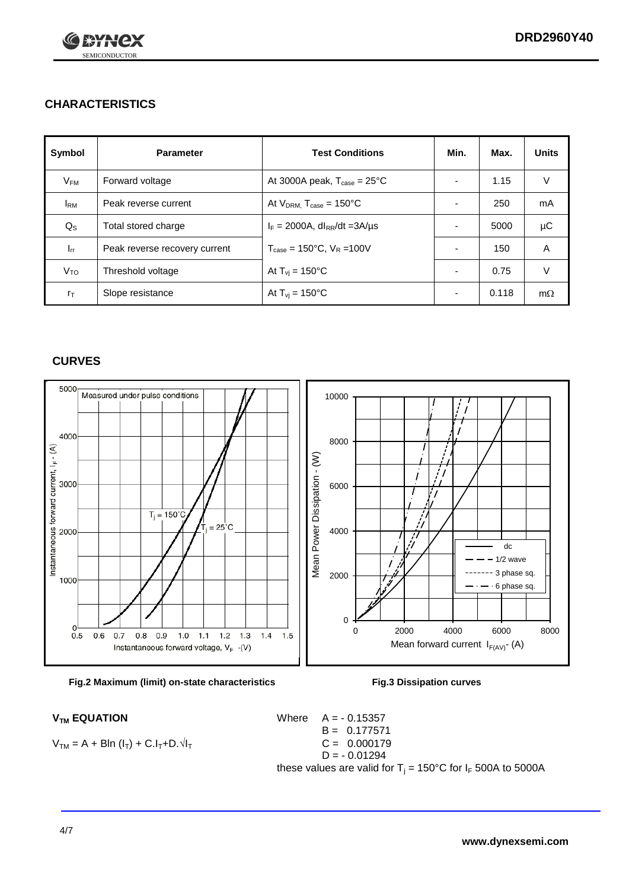## CHARACTERISTICS

| Symbol | Parameter | Test Conditions | Min. | Max. | Units |
|---|---|---|---|---|---|
| $V_{FM}$ | Forward voltage | At 3000A peak, $T_{case}$ = 25°C | - | 1.15 | V |
| $I_{RM}$ | Peak reverse current | At $V_{DRM}$, $T_{case}$ = 150°C | - | 250 | mA |
| $Q_S$ | Total stored charge | $I_F$ = 2000A, $dI_{RR}/dt$ =3A/µs | - | 5000 | µC |
| $I_{rr}$ | Peak reverse recovery current | $T_{case}$ = 150°C, $V_R$ =100V | - | 150 | A |
| $V_{TO}$ | Threshold voltage | At $T_{vj}$ = 150°C | - | 0.75 | V |
| $r_T$ | Slope resistance | At $T_{vj}$ = 150°C | - | 0.118 | mΩ |

## CURVES

Fig.2 Maximum (limit) on-state characteristics

Fig.3 Dissipation curves

### $V_{TM}$ EQUATION

$$V_{TM} = A + B\ln(I_T) + C.I_T + D.\sqrt{I_T}$$

Where
$A = -0.15357$
$B = 0.177571$
$C = 0.000179$
$D = -0.01294$

these values are valid for $T_j$ = 150°C for $I_F$ 500A to 5000A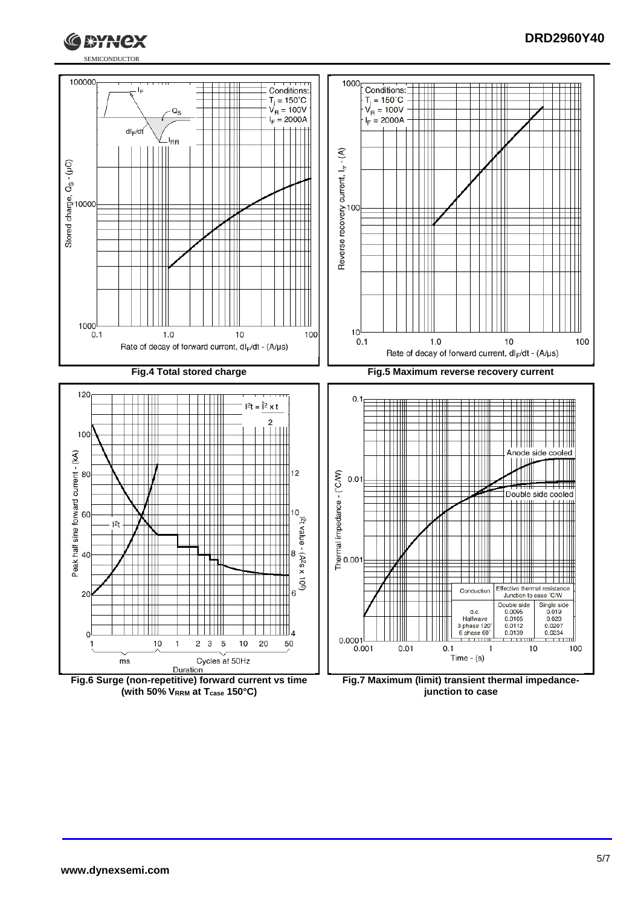**Fig.4 Total stored charge**

**Fig.5 Maximum reverse recovery current**

**Fig.6 Surge (non-repetitive) forward current vs time (with 50% $V_{RRM}$ at $T_{case}$ 150°C)**

**Fig.7 Maximum (limit) transient thermal impedance- junction to case**

| Conduction | Effective thermal resistance Junction to case °C/W | |
|---|---|---|
| | Double side | Single side |
| d.c. | 0.0095 | 0.019 |
| Halfwave | 0.0105 | 0.020 |
| 3 phase 120° | 0.0112 | 0.0207 |
| 6 phase 60° | 0.0139 | 0.0234 |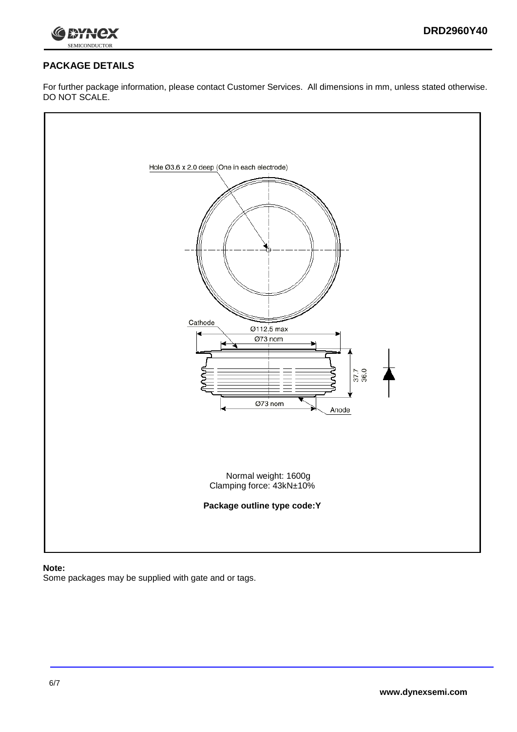## PACKAGE DETAILS

For further package information, please contact Customer Services. All dimensions in mm, unless stated otherwise. DO NOT SCALE.

Hole Ø3.6 x 2.0 deep (One in each electrode)

Cathode

Ø112.5 max

Ø73 nom

37.7
36.0

Ø73 nom

Anode

Normal weight: 1600g
Clamping force: 43kN±10%

**Package outline type code:Y**

**Note:**
Some packages may be supplied with gate and or tags.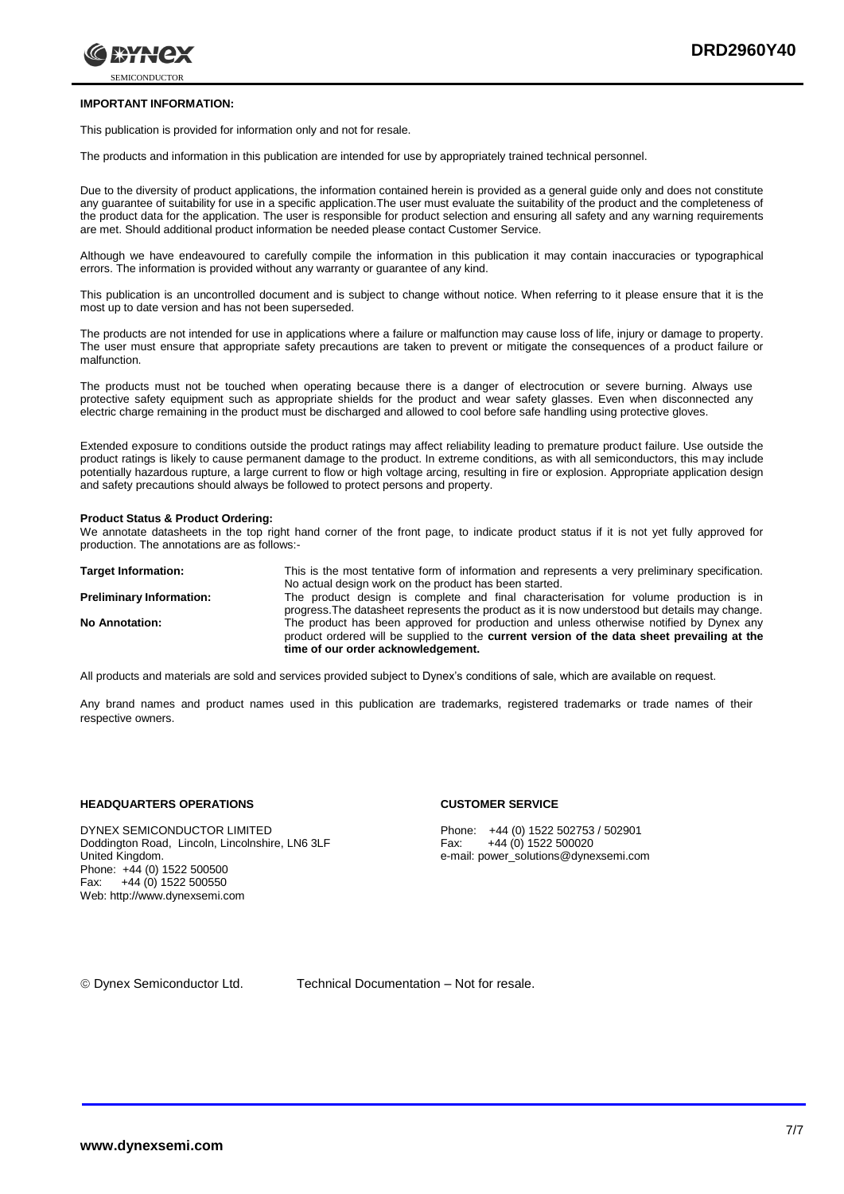**IMPORTANT INFORMATION:**

This publication is provided for information only and not for resale.

The products and information in this publication are intended for use by appropriately trained technical personnel.

Due to the diversity of product applications, the information contained herein is provided as a general guide only and does not constitute any guarantee of suitability for use in a specific application.The user must evaluate the suitability of the product and the completeness of the product data for the application. The user is responsible for product selection and ensuring all safety and any warning requirements are met. Should additional product information be needed please contact Customer Service.

Although we have endeavoured to carefully compile the information in this publication it may contain inaccuracies or typographical errors. The information is provided without any warranty or guarantee of any kind.

This publication is an uncontrolled document and is subject to change without notice. When referring to it please ensure that it is the most up to date version and has not been superseded.

The products are not intended for use in applications where a failure or malfunction may cause loss of life, injury or damage to property. The user must ensure that appropriate safety precautions are taken to prevent or mitigate the consequences of a product failure or malfunction.

The products must not be touched when operating because there is a danger of electrocution or severe burning. Always use protective safety equipment such as appropriate shields for the product and wear safety glasses. Even when disconnected any electric charge remaining in the product must be discharged and allowed to cool before safe handling using protective gloves.

Extended exposure to conditions outside the product ratings may affect reliability leading to premature product failure. Use outside the product ratings is likely to cause permanent damage to the product. In extreme conditions, as with all semiconductors, this may include potentially hazardous rupture, a large current to flow or high voltage arcing, resulting in fire or explosion. Appropriate application design and safety precautions should always be followed to protect persons and property.

**Product Status & Product Ordering:**

We annotate datasheets in the top right hand corner of the front page, to indicate product status if it is not yet fully approved for production. The annotations are as follows:-

| | |
|---|---|
| **Target Information:** | This is the most tentative form of information and represents a very preliminary specification. No actual design work on the product has been started. |
| **Preliminary Information:** | The product design is complete and final characterisation for volume production is in progress.The datasheet represents the product as it is now understood but details may change. |
| **No Annotation:** | The product has been approved for production and unless otherwise notified by Dynex any product ordered will be supplied to the **current version of the data sheet prevailing at the time of our order acknowledgement.** |

All products and materials are sold and services provided subject to Dynex's conditions of sale, which are available on request.

Any brand names and product names used in this publication are trademarks, registered trademarks or trade names of their respective owners.

**HEADQUARTERS OPERATIONS**

DYNEX SEMICONDUCTOR LIMITED
Doddington Road, Lincoln, Lincolnshire, LN6 3LF
United Kingdom.
Phone: +44 (0) 1522 500500
Fax: +44 (0) 1522 500550
Web: http://www.dynexsemi.com

**CUSTOMER SERVICE**

Phone: +44 (0) 1522 502753 / 502901
Fax: +44 (0) 1522 500020
e-mail: power_solutions@dynexsemi.com

© Dynex Semiconductor Ltd. Technical Documentation – Not for resale.